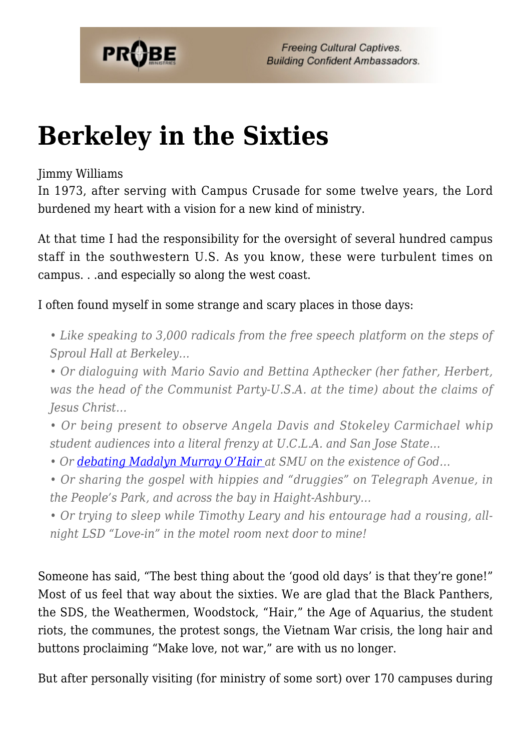# Berkeley in the Sixties

Jimmy Williams

In 1973, after serving with Campus Crusade for some twelve years, the Lord burdened my heart with a vision for a new kind of ministry.

At that time I had the responsibility for the oversight of several hundred campus staff in the southwestern U.S. As you know, these were turbulent times on campus. . .and especially so along the west coast.

I often found myself in some strange and scary places in those days:

> *• Like speaking to 3,000 radicals from the free speech platform on the steps of Sproul Hall at Berkeley…*
>
> *• Or dialoguing with Mario Savio and Bettina Apthecker (her father, Herbert, was the head of the Communist Party-U.S.A. at the time) about the claims of Jesus Christ…*
>
> *• Or being present to observe Angela Davis and Stokeley Carmichael whip student audiences into a literal frenzy at U.C.L.A. and San Jose State…*
>
> *• Or [debating Madalyn Murray O'Hair](#) at SMU on the existence of God…*
>
> *• Or sharing the gospel with hippies and "druggies" on Telegraph Avenue, in the People's Park, and across the bay in Haight-Ashbury…*
>
> *• Or trying to sleep while Timothy Leary and his entourage had a rousing, all-night LSD "Love-in" in the motel room next door to mine!*

Someone has said, "The best thing about the 'good old days' is that they're gone!" Most of us feel that way about the sixties. We are glad that the Black Panthers, the SDS, the Weathermen, Woodstock, "Hair," the Age of Aquarius, the student riots, the communes, the protest songs, the Vietnam War crisis, the long hair and buttons proclaiming "Make love, not war," are with us no longer.

But after personally visiting (for ministry of some sort) over 170 campuses during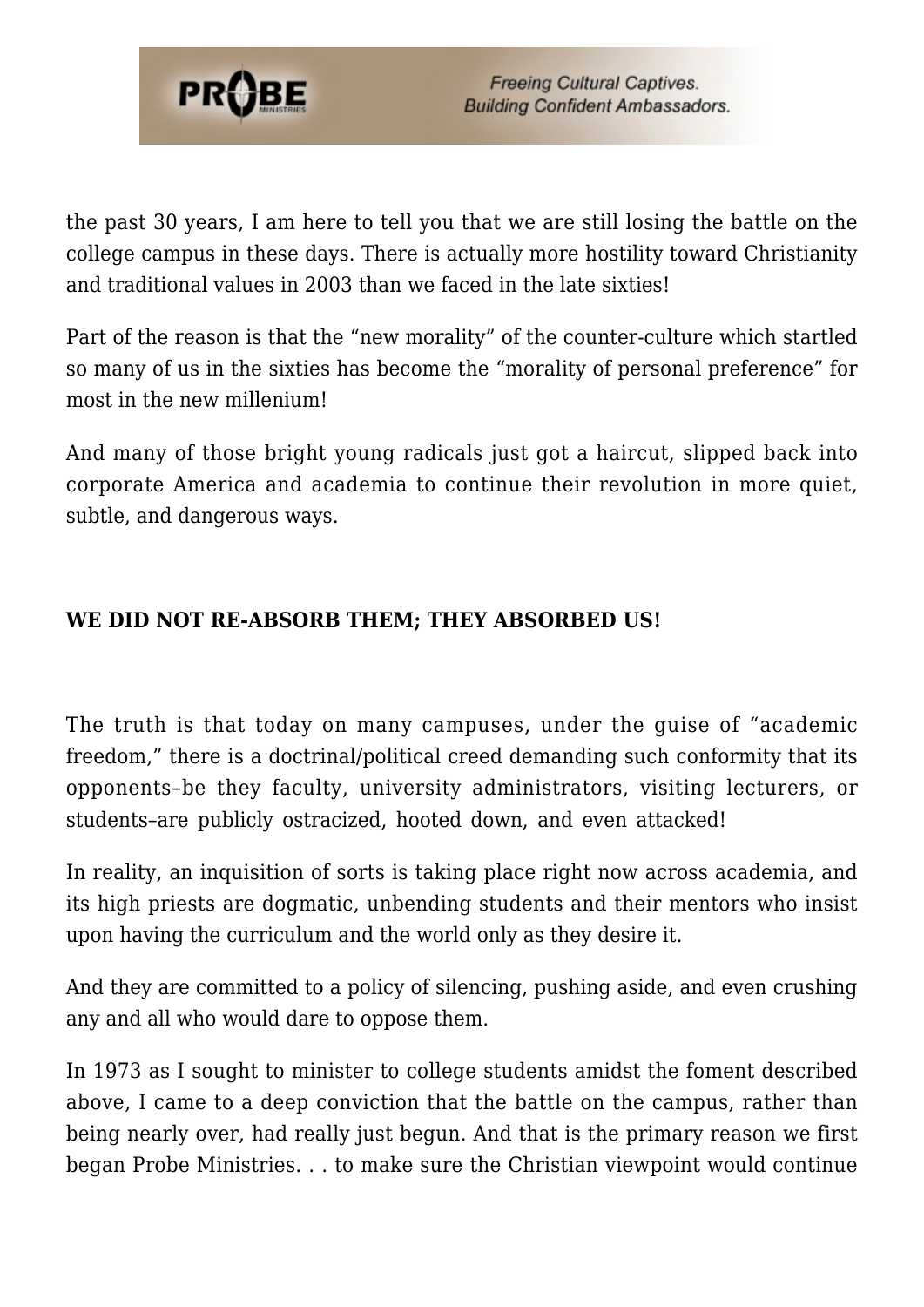the past 30 years, I am here to tell you that we are still losing the battle on the college campus in these days. There is actually more hostility toward Christianity and traditional values in 2003 than we faced in the late sixties!

Part of the reason is that the "new morality" of the counter-culture which startled so many of us in the sixties has become the "morality of personal preference" for most in the new millenium!

And many of those bright young radicals just got a haircut, slipped back into corporate America and academia to continue their revolution in more quiet, subtle, and dangerous ways.

**WE DID NOT RE-ABSORB THEM; THEY ABSORBED US!**

The truth is that today on many campuses, under the guise of "academic freedom," there is a doctrinal/political creed demanding such conformity that its opponents–be they faculty, university administrators, visiting lecturers, or students–are publicly ostracized, hooted down, and even attacked!

In reality, an inquisition of sorts is taking place right now across academia, and its high priests are dogmatic, unbending students and their mentors who insist upon having the curriculum and the world only as they desire it.

And they are committed to a policy of silencing, pushing aside, and even crushing any and all who would dare to oppose them.

In 1973 as I sought to minister to college students amidst the foment described above, I came to a deep conviction that the battle on the campus, rather than being nearly over, had really just begun. And that is the primary reason we first began Probe Ministries. . . to make sure the Christian viewpoint would continue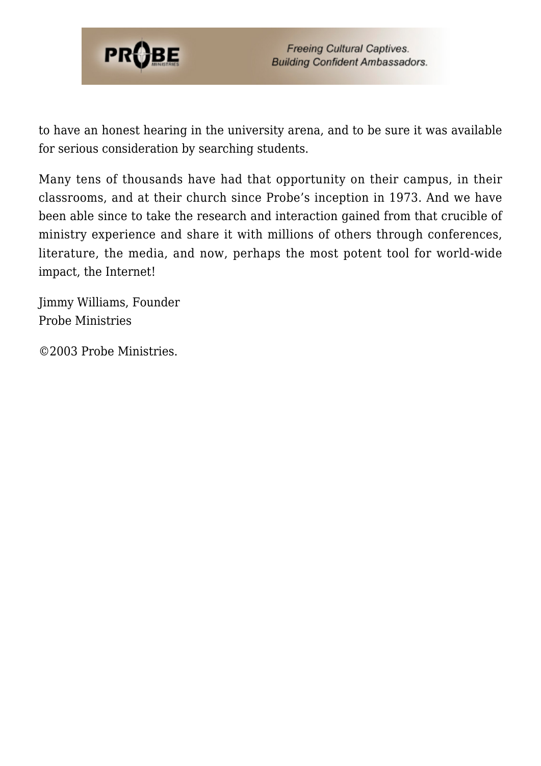to have an honest hearing in the university arena, and to be sure it was available for serious consideration by searching students.

Many tens of thousands have had that opportunity on their campus, in their classrooms, and at their church since Probe's inception in 1973. And we have been able since to take the research and interaction gained from that crucible of ministry experience and share it with millions of others through conferences, literature, the media, and now, perhaps the most potent tool for world-wide impact, the Internet!

Jimmy Williams, Founder
Probe Ministries

©2003 Probe Ministries.